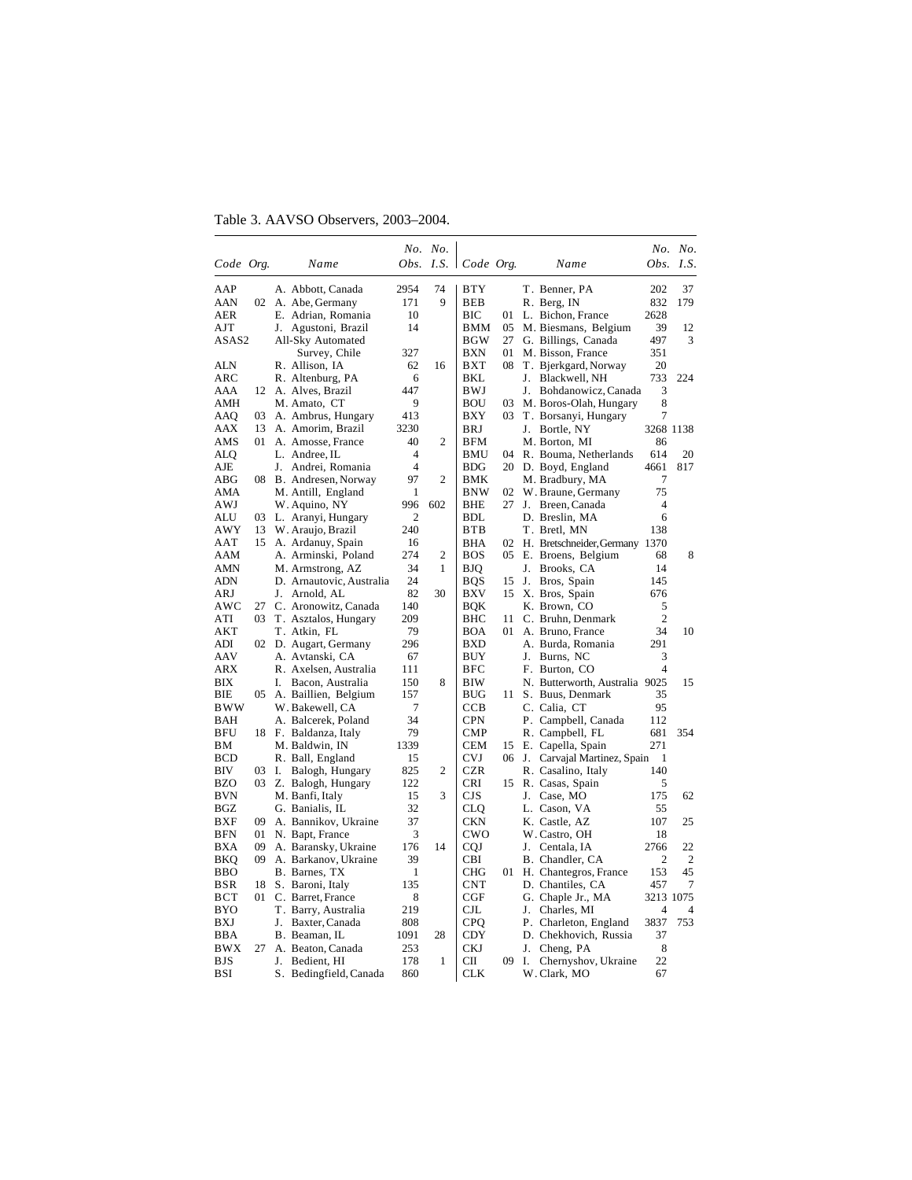Table 3. AAVSO Observers, 2003–2004.

| Code | Org. | Name | No. Obs. | No. I.S. |
|---|---|---|---|---|
| AAP | | A. Abbott, Canada | 2954 | 74 |
| AAN | 02 | A. Abe, Germany | 171 | 9 |
| AER | | E. Adrian, Romania | 10 | |
| AJT | | J. Agustoni, Brazil | 14 | |
| ASAS2 | | All-Sky Automated Survey, Chile | 327 | |
| ALN | | R. Allison, IA | 62 | 16 |
| ARC | | R. Altenburg, PA | 6 | |
| AAA | 12 | A. Alves, Brazil | 447 | |
| AMH | | M. Amato, CT | 9 | |
| AAQ | 03 | A. Ambrus, Hungary | 413 | |
| AAX | 13 | A. Amorim, Brazil | 3230 | |
| AMS | 01 | A. Amosse, France | 40 | 2 |
| ALQ | | L. Andree, IL | 4 | |
| AJE | | J. Andrei, Romania | 4 | |
| ABG | 08 | B. Andresen, Norway | 97 | 2 |
| AMA | | M. Antill, England | 1 | |
| AWJ | | W. Aquino, NY | 996 | 602 |
| ALU | 03 | L. Aranyi, Hungary | 2 | |
| AWY | 13 | W. Araujo, Brazil | 240 | |
| AAT | 15 | A. Ardanuy, Spain | 16 | |
| AAM | | A. Arminski, Poland | 274 | 2 |
| AMN | | M. Armstrong, AZ | 34 | 1 |
| ADN | | D. Arnautovic, Australia | 24 | |
| ARJ | | J. Arnold, AL | 82 | 30 |
| AWC | 27 | C. Aronowitz, Canada | 140 | |
| ATI | 03 | T. Asztalos, Hungary | 209 | |
| AKT | | T. Atkin, FL | 79 | |
| ADI | 02 | D. Augart, Germany | 296 | |
| AAV | | A. Avtanski, CA | 67 | |
| ARX | | R. Axelsen, Australia | 111 | |
| BIX | | I. Bacon, Australia | 150 | 8 |
| BIE | 05 | A. Baillien, Belgium | 157 | |
| BWW | | W. Bakewell, CA | 7 | |
| BAH | | A. Balcerek, Poland | 34 | |
| BFU | 18 | F. Baldanza, Italy | 79 | |
| BM | | M. Baldwin, IN | 1339 | |
| BCD | | R. Ball, England | 15 | |
| BIV | 03 | I. Balogh, Hungary | 825 | 2 |
| BZO | 03 | Z. Balogh, Hungary | 122 | |
| BVN | | M. Banfi, Italy | 15 | 3 |
| BGZ | | G. Banialis, IL | 32 | |
| BXF | 09 | A. Bannikov, Ukraine | 37 | |
| BFN | 01 | N. Bapt, France | 3 | |
| BXA | 09 | A. Baransky, Ukraine | 176 | 14 |
| BKQ | 09 | A. Barkanov, Ukraine | 39 | |
| BBO | | B. Barnes, TX | 1 | |
| BSR | 18 | S. Baroni, Italy | 135 | |
| BCT | 01 | C. Barret, France | 8 | |
| BYO | | T. Barry, Australia | 219 | |
| BXJ | | J. Baxter, Canada | 808 | |
| BBA | | B. Beaman, IL | 1091 | 28 |
| BWX | 27 | A. Beaton, Canada | 253 | |
| BJS | | J. Bedient, HI | 178 | 1 |
| BSI | | S. Bedingfield, Canada | 860 | |
| BTY | | T. Benner, PA | 202 | 37 |
| BEB | | R. Berg, IN | 832 | 179 |
| BIC | 01 | L. Bichon, France | 2628 | |
| BMM | 05 | M. Biesmans, Belgium | 39 | 12 |
| BGW | 27 | G. Billings, Canada | 497 | 3 |
| BXN | 01 | M. Bisson, France | 351 | |
| BXT | 08 | T. Bjerkgard, Norway | 20 | |
| BKL | | J. Blackwell, NH | 733 | 224 |
| BWJ | | J. Bohdanowicz, Canada | 3 | |
| BOU | 03 | M. Boros-Olah, Hungary | 8 | |
| BXY | 03 | T. Borsanyi, Hungary | 7 | |
| BRJ | | J. Bortle, NY | 3268 | 1138 |
| BFM | | M. Borton, MI | 86 | |
| BMU | 04 | R. Bouma, Netherlands | 614 | 20 |
| BDG | 20 | D. Boyd, England | 4661 | 817 |
| BMK | | M. Bradbury, MA | 7 | |
| BNW | 02 | W. Braune, Germany | 75 | |
| BHE | 27 | J. Breen, Canada | 4 | |
| BDL | | D. Breslin, MA | 6 | |
| BTB | | T. Bretl, MN | 138 | |
| BHA | 02 | H. Bretschneider, Germany | 1370 | |
| BOS | 05 | E. Broens, Belgium | 68 | 8 |
| BJQ | | J. Brooks, CA | 14 | |
| BQS | 15 | J. Bros, Spain | 145 | |
| BXV | 15 | X. Bros, Spain | 676 | |
| BQK | | K. Brown, CO | 5 | |
| BHC | 11 | C. Bruhn, Denmark | 2 | |
| BOA | 01 | A. Bruno, France | 34 | 10 |
| BXD | | A. Burda, Romania | 291 | |
| BUY | | J. Burns, NC | 3 | |
| BFC | | F. Burton, CO | 4 | |
| BIW | | N. Butterworth, Australia | 9025 | 15 |
| BUG | 11 | S. Buus, Denmark | 35 | |
| CCB | | C. Calia, CT | 95 | |
| CPN | | P. Campbell, Canada | 112 | |
| CMP | | R. Campbell, FL | 681 | 354 |
| CEM | 15 | E. Capella, Spain | 271 | |
| CVJ | 06 | J. Carvajal Martinez, Spain | 1 | |
| CZR | | R. Casalino, Italy | 140 | |
| CRI | 15 | R. Casas, Spain | 5 | |
| CJS | | J. Case, MO | 175 | 62 |
| CLQ | | L. Cason, VA | 55 | |
| CKN | | K. Castle, AZ | 107 | 25 |
| CWO | | W. Castro, OH | 18 | |
| CQJ | | J. Centala, IA | 2766 | 22 |
| CBI | | B. Chandler, CA | 2 | 2 |
| CHG | 01 | H. Chantegros, France | 153 | 45 |
| CNT | | D. Chantiles, CA | 457 | 7 |
| CGF | | G. Chaple Jr., MA | 3213 | 1075 |
| CJL | | J. Charles, MI | 4 | 4 |
| CPQ | | P. Charleton, England | 3837 | 753 |
| CDY | | D. Chekhovich, Russia | 37 | |
| CKJ | | J. Cheng, PA | 8 | |
| CII | 09 | I. Chernyshov, Ukraine | 22 | |
| CLK | | W. Clark, MO | 67 | |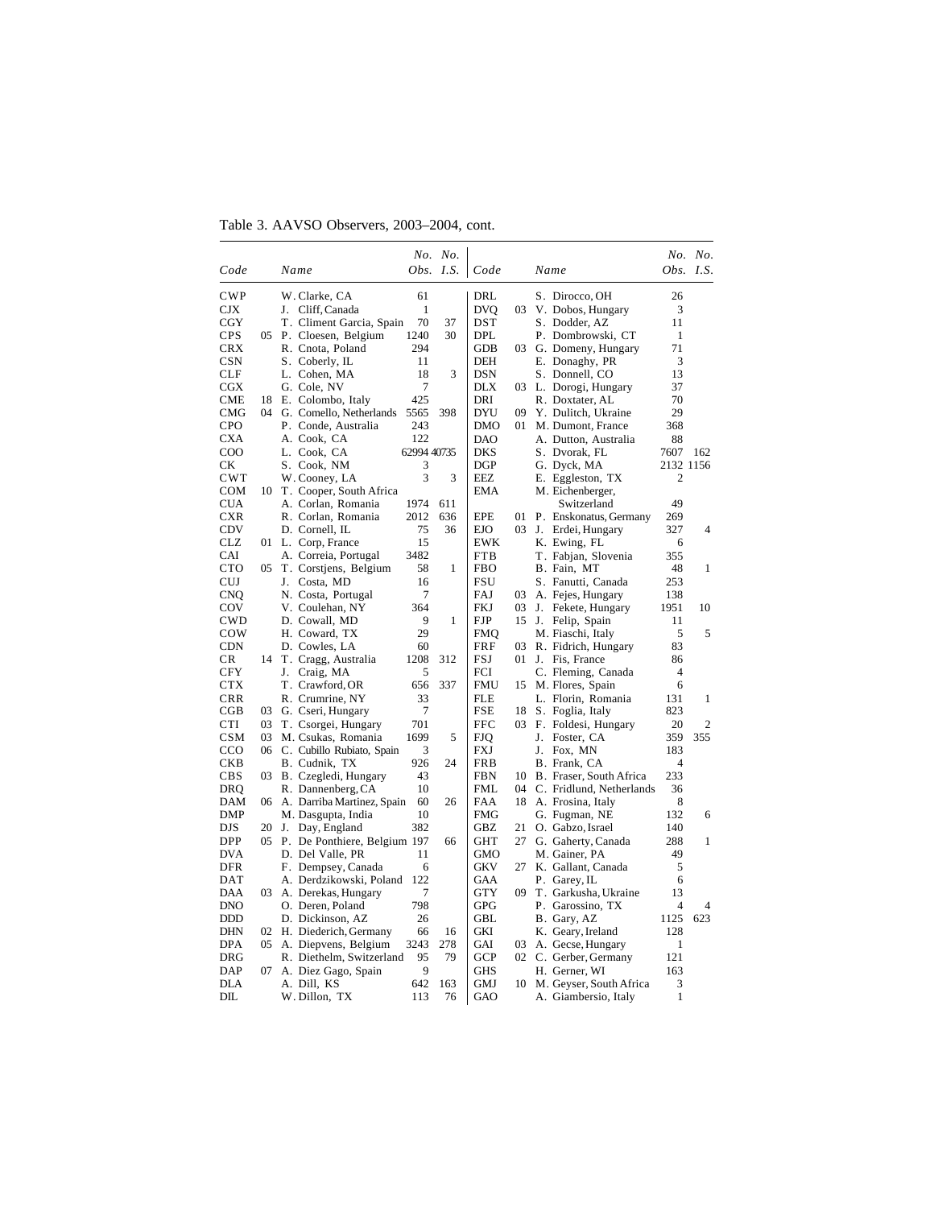Table 3. AAVSO Observers, 2003–2004, cont.

| Code | | Name | No. Obs. | No. I.S. | Code | | Name | No. Obs. | No. I.S. |
|---|---|---|---|---|---|---|---|---|---|
| CWP | | W. Clarke, CA | 61 | | DRL | | S. Dirocco, OH | 26 | |
| CJX | | J. Cliff, Canada | 1 | | DVQ | 03 | V. Dobos, Hungary | 3 | |
| CGY | | T. Climent Garcia, Spain | 70 | 37 | DST | | S. Dodder, AZ | 11 | |
| CPS | 05 | P. Cloesen, Belgium | 1240 | 30 | DPL | | P. Dombrowski, CT | 1 | |
| CRX | | R. Cnota, Poland | 294 | | GDB | 03 | G. Domeny, Hungary | 71 | |
| CSN | | S. Coberly, IL | 11 | | DEH | | E. Donaghy, PR | 3 | |
| CLF | | L. Cohen, MA | 18 | 3 | DSN | | S. Donnell, CO | 13 | |
| CGX | | G. Cole, NV | 7 | | DLX | 03 | L. Dorogi, Hungary | 37 | |
| CME | 18 | E. Colombo, Italy | 425 | | DRI | | R. Doxtater, AL | 70 | |
| CMG | 04 | G. Comello, Netherlands | 5565 | 398 | DYU | 09 | Y. Dulitch, Ukraine | 29 | |
| CPO | | P. Conde, Australia | 243 | | DMO | 01 | M. Dumont, France | 368 | |
| CXA | | A. Cook, CA | 122 | | DAO | | A. Dutton, Australia | 88 | |
| COO | | L. Cook, CA | 62994 | 40735 | DKS | | S. Dvorak, FL | 7607 | 162 |
| CK | | S. Cook, NM | 3 | | DGP | | G. Dyck, MA | 2132 | 1156 |
| CWT | | W. Cooney, LA | 3 | 3 | EEZ | | E. Eggleston, TX | 2 | |
| COM | 10 | T. Cooper, South Africa | | | EMA | | M. Eichenberger, Switzerland | 49 | |
| CUA | | A. Corlan, Romania | 1974 | 611 | | | | | |
| CXR | | R. Corlan, Romania | 2012 | 636 | EPE | 01 | P. Enskonatus, Germany | 269 | |
| CDV | | D. Cornell, IL | 75 | 36 | EJO | 03 | J. Erdei, Hungary | 327 | 4 |
| CLZ | 01 | L. Corp, France | 15 | | EWK | | K. Ewing, FL | 6 | |
| CAI | | A. Correia, Portugal | 3482 | | FTB | | T. Fabjan, Slovenia | 355 | |
| CTO | 05 | T. Corstjens, Belgium | 58 | 1 | FBO | | B. Fain, MT | 48 | 1 |
| CUJ | | J. Costa, MD | 16 | | FSU | | S. Fanutti, Canada | 253 | |
| CNQ | | N. Costa, Portugal | 7 | | FAJ | 03 | A. Fejes, Hungary | 138 | |
| COV | | V. Coulehan, NY | 364 | | FKJ | 03 | J. Fekete, Hungary | 1951 | 10 |
| CWD | | D. Cowall, MD | 9 | 1 | FJP | 15 | J. Felip, Spain | 11 | |
| COW | | H. Coward, TX | 29 | | FMQ | | M. Fiaschi, Italy | 5 | 5 |
| CDN | | D. Cowles, LA | 60 | | FRF | 03 | R. Fidrich, Hungary | 83 | |
| CR | 14 | T. Cragg, Australia | 1208 | 312 | FSJ | 01 | J. Fis, France | 86 | |
| CFY | | J. Craig, MA | 5 | | FCI | | C. Fleming, Canada | 4 | |
| CTX | | T. Crawford, OR | 656 | 337 | FMU | 15 | M. Flores, Spain | 6 | |
| CRR | | R. Crumrine, NY | 33 | | FLE | | L. Florin, Romania | 131 | 1 |
| CGB | 03 | G. Cseri, Hungary | 7 | | FSE | 18 | S. Foglia, Italy | 823 | |
| CTI | 03 | T. Csorgei, Hungary | 701 | | FFC | 03 | F. Foldesi, Hungary | 20 | 2 |
| CSM | 03 | M. Csukas, Romania | 1699 | 5 | FJQ | | J. Foster, CA | 359 | 355 |
| CCO | 06 | C. Cubillo Rubiato, Spain | 3 | | FXJ | | J. Fox, MN | 183 | |
| CKB | | B. Cudnik, TX | 926 | 24 | FRB | | B. Frank, CA | 4 | |
| CBS | 03 | B. Czegledi, Hungary | 43 | | FBN | 10 | B. Fraser, South Africa | 233 | |
| DRQ | | R. Dannenberg, CA | 10 | | FML | 04 | C. Fridlund, Netherlands | 36 | |
| DAM | 06 | A. Darriba Martinez, Spain | 60 | 26 | FAA | 18 | A. Frosina, Italy | 8 | |
| DMP | | M. Dasgupta, India | 10 | | FMG | | G. Fugman, NE | 132 | 6 |
| DJS | 20 | J. Day, England | 382 | | GBZ | 21 | O. Gabzo, Israel | 140 | |
| DPP | 05 | P. De Ponthiere, Belgium | 197 | 66 | GHT | 27 | G. Gaherty, Canada | 288 | 1 |
| DVA | | D. Del Valle, PR | 11 | | GMO | | M. Gainer, PA | 49 | |
| DFR | | F. Dempsey, Canada | 6 | | GKV | 27 | K. Gallant, Canada | 5 | |
| DAT | | A. Derdzikowski, Poland | 122 | | GAA | | P. Garey, IL | 6 | |
| DAA | 03 | A. Derekas, Hungary | 7 | | GTY | 09 | T. Garkusha, Ukraine | 13 | |
| DNO | | O. Deren, Poland | 798 | | GPG | | P. Garossino, TX | 4 | 4 |
| DDD | | D. Dickinson, AZ | 26 | | GBL | | B. Gary, AZ | 1125 | 623 |
| DHN | 02 | H. Diederich, Germany | 66 | 16 | GKI | | K. Geary, Ireland | 128 | |
| DPA | 05 | A. Diepvens, Belgium | 3243 | 278 | GAI | 03 | A. Gecse, Hungary | 1 | |
| DRG | | R. Diethelm, Switzerland | 95 | 79 | GCP | 02 | C. Gerber, Germany | 121 | |
| DAP | 07 | A. Diez Gago, Spain | 9 | | GHS | | H. Gerner, WI | 163 | |
| DLA | | A. Dill, KS | 642 | 163 | GMJ | 10 | M. Geyser, South Africa | 3 | |
| DIL | | W. Dillon, TX | 113 | 76 | GAO | | A. Giambersio, Italy | 1 | |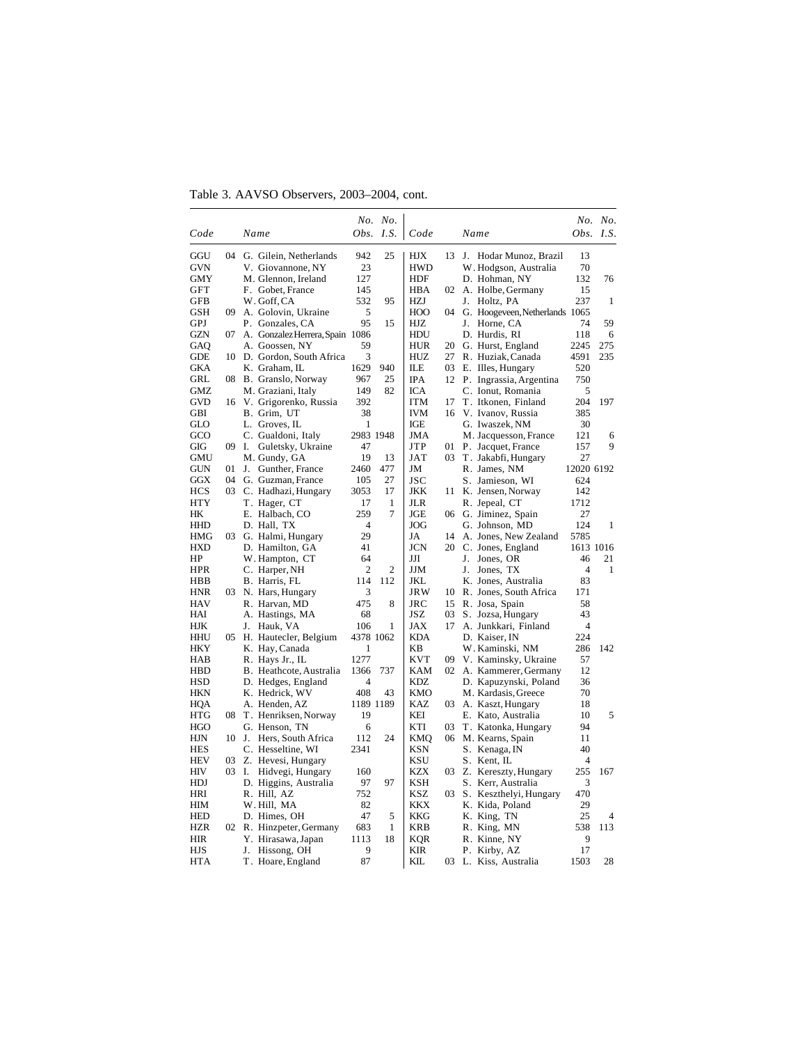Table 3. AAVSO Observers, 2003–2004, cont.

| Code | | Name | No. Obs. | No. I.S. | Code | | Name | No. Obs. | No. I.S. |
|---|---|---|---|---|---|---|---|---|---|
| GGU | 04 | G. Gilein, Netherlands | 942 | 25 | HJX | 13 | J. Hodar Munoz, Brazil | 13 | |
| GVN | | V. Giovannone, NY | 23 | | HWD | | W. Hodgson, Australia | 70 | |
| GMY | | M. Glennon, Ireland | 127 | | HDF | | D. Hohman, NY | 132 | 76 |
| GFT | | F. Gobet, France | 145 | | HBA | 02 | A. Holbe, Germany | 15 | |
| GFB | | W. Goff, CA | 532 | 95 | HZJ | | J. Holtz, PA | 237 | 1 |
| GSH | 09 | A. Golovin, Ukraine | 5 | | HOO | 04 | G. Hoogeveen, Netherlands | 1065 | |
| GPJ | | P. Gonzales, CA | 95 | 15 | HJZ | | J. Horne, CA | 74 | 59 |
| GZN | 07 | A. Gonzalez Herrera, Spain | 1086 | | HDU | | D. Hurdis, RI | 118 | 6 |
| GAQ | | A. Goossen, NY | 59 | | HUR | 20 | G. Hurst, England | 2245 | 275 |
| GDE | 10 | D. Gordon, South Africa | 3 | | HUZ | 27 | R. Huziak, Canada | 4591 | 235 |
| GKA | | K. Graham, IL | 1629 | 940 | ILE | 03 | E. Illes, Hungary | 520 | |
| GRL | 08 | B. Granslo, Norway | 967 | 25 | IPA | 12 | P. Ingrassia, Argentina | 750 | |
| GMZ | | M. Graziani, Italy | 149 | 82 | ICA | | C. Ionut, Romania | 5 | |
| GVD | 16 | V. Grigorenko, Russia | 392 | | ITM | 17 | T. Itkonen, Finland | 204 | 197 |
| GBI | | B. Grim, UT | 38 | | IVM | 16 | V. Ivanov, Russia | 385 | |
| GLO | | L. Groves, IL | 1 | | IGE | | G. Iwaszek, NM | 30 | |
| GCO | | C. Gualdoni, Italy | 2983 | 1948 | JMA | | M. Jacquesson, France | 121 | 6 |
| GIG | 09 | I. Guletsky, Ukraine | 47 | | JTP | 01 | P. Jacquet, France | 157 | 9 |
| GMU | | M. Gundy, GA | 19 | 13 | JAT | 03 | T. Jakabfi, Hungary | 27 | |
| GUN | 01 | J. Gunther, France | 2460 | 477 | JM | | R. James, NM | 12020 | 6192 |
| GGX | 04 | G. Guzman, France | 105 | 27 | JSC | | S. Jamieson, WI | 624 | |
| HCS | 03 | C. Hadhazi, Hungary | 3053 | 17 | JKK | 11 | K. Jensen, Norway | 142 | |
| HTY | | T. Hager, CT | 17 | 1 | JLR | | R. Jepeal, CT | 1712 | |
| HK | | E. Halbach, CO | 259 | 7 | JGE | 06 | G. Jiminez, Spain | 27 | |
| HHD | | D. Hall, TX | 4 | | JOG | | G. Johnson, MD | 124 | 1 |
| HMG | 03 | G. Halmi, Hungary | 29 | | JA | 14 | A. Jones, New Zealand | 5785 | |
| HXD | | D. Hamilton, GA | 41 | | JCN | 20 | C. Jones, England | 1613 | 1016 |
| HP | | W. Hampton, CT | 64 | | JJI | | J. Jones, OR | 46 | 21 |
| HPR | | C. Harper, NH | 2 | 2 | JJM | | J. Jones, TX | 4 | 1 |
| HBB | | B. Harris, FL | 114 | 112 | JKL | | K. Jones, Australia | 83 | |
| HNR | 03 | N. Hars, Hungary | 3 | | JRW | 10 | R. Jones, South Africa | 171 | |
| HAV | | R. Harvan, MD | 475 | 8 | JRC | 15 | R. Josa, Spain | 58 | |
| HAI | | A. Hastings, MA | 68 | | JSZ | 03 | S. Jozsa, Hungary | 43 | |
| HJK | | J. Hauk, VA | 106 | 1 | JAX | 17 | A. Junkkari, Finland | 4 | |
| HHU | 05 | H. Hautecler, Belgium | 4378 | 1062 | KDA | | D. Kaiser, IN | 224 | |
| HKY | | K. Hay, Canada | 1 | | KB | | W. Kaminski, NM | 286 | 142 |
| HAB | | R. Hays Jr., IL | 1277 | | KVT | 09 | V. Kaminsky, Ukraine | 57 | |
| HBD | | B. Heathcote, Australia | 1366 | 737 | KAM | 02 | A. Kammerer, Germany | 12 | |
| HSD | | D. Hedges, England | 4 | | KDZ | | D. Kapuzynski, Poland | 36 | |
| HKN | | K. Hedrick, WV | 408 | 43 | KMO | | M. Kardasis, Greece | 70 | |
| HQA | | A. Henden, AZ | 1189 | 1189 | KAZ | 03 | A. Kaszt, Hungary | 18 | |
| HTG | 08 | T. Henriksen, Norway | 19 | | KEI | | E. Kato, Australia | 10 | 5 |
| HGO | | G. Henson, TN | 6 | | KTI | 03 | T. Katonka, Hungary | 94 | |
| HJN | 10 | J. Hers, South Africa | 112 | 24 | KMQ | 06 | M. Kearns, Spain | 11 | |
| HES | | C. Hesseltine, WI | 2341 | | KSN | | S. Kenaga, IN | 40 | |
| HEV | 03 | Z. Hevesi, Hungary | | | KSU | | S. Kent, IL | 4 | |
| HIV | 03 | I. Hidvegi, Hungary | 160 | | KZX | 03 | Z. Kereszty, Hungary | 255 | 167 |
| HDJ | | D. Higgins, Australia | 97 | 97 | KSH | | S. Kerr, Australia | 3 | |
| HRI | | R. Hill, AZ | 752 | | KSZ | 03 | S. Keszthelyi, Hungary | 470 | |
| HIM | | W. Hill, MA | 82 | | KKX | | K. Kida, Poland | 29 | |
| HED | | D. Himes, OH | 47 | 5 | KKG | | K. King, TN | 25 | 4 |
| HZR | 02 | R. Hinzpeter, Germany | 683 | 1 | KRB | | R. King, MN | 538 | 113 |
| HIR | | Y. Hirasawa, Japan | 1113 | 18 | KQR | | R. Kinne, NY | 9 | |
| HJS | | J. Hissong, OH | 9 | | KIR | | P. Kirby, AZ | 17 | |
| HTA | | T. Hoare, England | 87 | | KIL | 03 | L. Kiss, Australia | 1503 | 28 |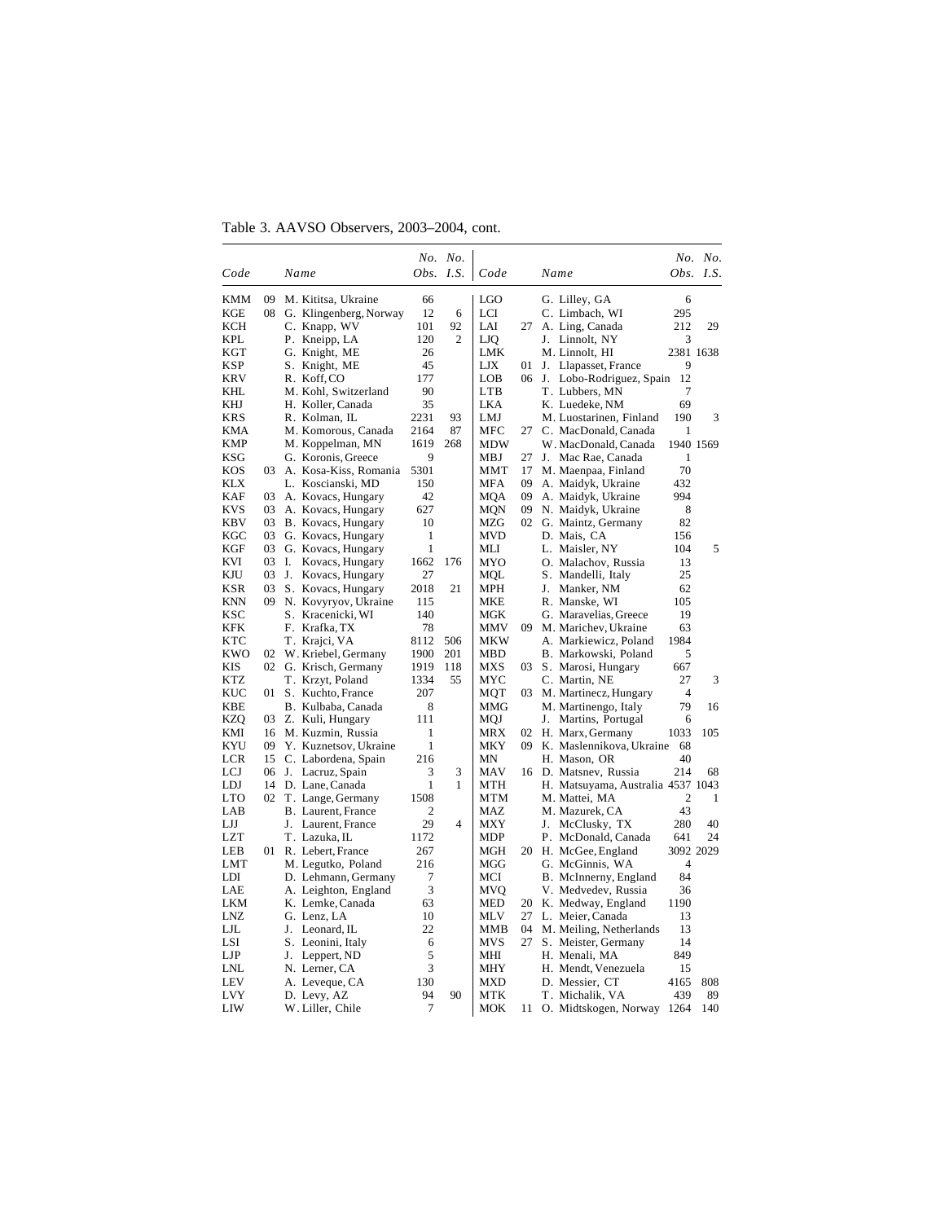Table 3. AAVSO Observers, 2003–2004, cont.

| Code | | Name | *No. Obs.* | *No. I.S.* |
|---|---|---|---|---|
| KMM | 09 | M. Kititsa, Ukraine | 66 | |
| KGE | 08 | G. Klingenberg, Norway | 12 | 6 |
| KCH | | C. Knapp, WV | 101 | 92 |
| KPL | | P. Kneipp, LA | 120 | 2 |
| KGT | | G. Knight, ME | 26 | |
| KSP | | S. Knight, ME | 45 | |
| KRV | | R. Koff, CO | 177 | |
| KHL | | M. Kohl, Switzerland | 90 | |
| KHJ | | H. Koller, Canada | 35 | |
| KRS | | R. Kolman, IL | 2231 | 93 |
| KMA | | M. Komorous, Canada | 2164 | 87 |
| KMP | | M. Koppelman, MN | 1619 | 268 |
| KSG | | G. Koronis, Greece | 9 | |
| KOS | 03 | A. Kosa-Kiss, Romania | 5301 | |
| KLX | | L. Koscianski, MD | 150 | |
| KAF | 03 | A. Kovacs, Hungary | 42 | |
| KVS | 03 | A. Kovacs, Hungary | 627 | |
| KBV | 03 | B. Kovacs, Hungary | 10 | |
| KGC | 03 | G. Kovacs, Hungary | 1 | |
| KGF | 03 | G. Kovacs, Hungary | 1 | |
| KVI | 03 | I. Kovacs, Hungary | 1662 | 176 |
| KJU | 03 | J. Kovacs, Hungary | 27 | |
| KSR | 03 | S. Kovacs, Hungary | 2018 | 21 |
| KNN | 09 | N. Kovyryov, Ukraine | 115 | |
| KSC | | S. Kracenicki, WI | 140 | |
| KFK | | F. Krafka, TX | 78 | |
| KTC | | T. Krajci, VA | 8112 | 506 |
| KWO | 02 | W. Kriebel, Germany | 1900 | 201 |
| KIS | 02 | G. Krisch, Germany | 1919 | 118 |
| KTZ | | T. Krzyt, Poland | 1334 | 55 |
| KUC | 01 | S. Kuchto, France | 207 | |
| KBE | | B. Kulbaba, Canada | 8 | |
| KZQ | 03 | Z. Kuli, Hungary | 111 | |
| KMI | 16 | M. Kuzmin, Russia | 1 | |
| KYU | 09 | Y. Kuznetsov, Ukraine | 1 | |
| LCR | 15 | C. Labordena, Spain | 216 | |
| LCJ | 06 | J. Lacruz, Spain | 3 | 3 |
| LDJ | 14 | D. Lane, Canada | 1 | 1 |
| LTO | 02 | T. Lange, Germany | 1508 | |
| LAB | | B. Laurent, France | 2 | |
| LJJ | | J. Laurent, France | 29 | 4 |
| LZT | | T. Lazuka, IL | 1172 | |
| LEB | 01 | R. Lebert, France | 267 | |
| LMT | | M. Legutko, Poland | 216 | |
| LDI | | D. Lehmann, Germany | 7 | |
| LAE | | A. Leighton, England | 3 | |
| LKM | | K. Lemke, Canada | 63 | |
| LNZ | | G. Lenz, LA | 10 | |
| LJL | | J. Leonard, IL | 22 | |
| LSI | | S. Leonini, Italy | 6 | |
| LJP | | J. Leppert, ND | 5 | |
| LNL | | N. Lerner, CA | 3 | |
| LEV | | A. Leveque, CA | 130 | |
| LVY | | D. Levy, AZ | 94 | 90 |
| LIW | | W. Liller, Chile | 7 | |
| LGO | | G. Lilley, GA | 6 | |
| LCI | | C. Limbach, WI | 295 | |
| LAI | 27 | A. Ling, Canada | 212 | 29 |
| LJQ | | J. Linnolt, NY | 3 | |
| LMK | | M. Linnolt, HI | 2381 | 1638 |
| LJX | 01 | J. Llapasset, France | 9 | |
| LOB | 06 | J. Lobo-Rodriguez, Spain | 12 | |
| LTB | | T. Lubbers, MN | 7 | |
| LKA | | K. Luedeke, NM | 69 | |
| LMJ | | M. Luostarinen, Finland | 190 | 3 |
| MFC | 27 | C. MacDonald, Canada | 1 | |
| MDW | | W. MacDonald, Canada | 1940 | 1569 |
| MBJ | 27 | J. Mac Rae, Canada | 1 | |
| MMT | 17 | M. Maenpaa, Finland | 70 | |
| MFA | 09 | A. Maidyk, Ukraine | 432 | |
| MQA | 09 | A. Maidyk, Ukraine | 994 | |
| MQN | 09 | N. Maidyk, Ukraine | 8 | |
| MZG | 02 | G. Maintz, Germany | 82 | |
| MVD | | D. Mais, CA | 156 | |
| MLI | | L. Maisler, NY | 104 | 5 |
| MYO | | O. Malachov, Russia | 13 | |
| MQL | | S. Mandelli, Italy | 25 | |
| MPH | | J. Manker, NM | 62 | |
| MKE | | R. Manske, WI | 105 | |
| MGK | | G. Maravelias, Greece | 19 | |
| MMV | 09 | M. Marichev, Ukraine | 63 | |
| MKW | | A. Markiewicz, Poland | 1984 | |
| MBD | | B. Markowski, Poland | 5 | |
| MXS | 03 | S. Marosi, Hungary | 667 | |
| MYC | | C. Martin, NE | 27 | 3 |
| MQT | 03 | M. Martinecz, Hungary | 4 | |
| MMG | | M. Martinengo, Italy | 79 | 16 |
| MQJ | | J. Martins, Portugal | 6 | |
| MRX | 02 | H. Marx, Germany | 1033 | 105 |
| MKY | 09 | K. Maslennikova, Ukraine | 68 | |
| MN | | H. Mason, OR | 40 | |
| MAV | 16 | D. Matsnev, Russia | 214 | 68 |
| MTH | | H. Matsuyama, Australia | 4537 | 1043 |
| MTM | | M. Mattei, MA | 2 | 1 |
| MAZ | | M. Mazurek, CA | 43 | |
| MXY | | J. McClusky, TX | 280 | 40 |
| MDP | | P. McDonald, Canada | 641 | 24 |
| MGH | 20 | H. McGee, England | 3092 | 2029 |
| MGG | | G. McGinnis, WA | 4 | |
| MCI | | B. McInnerny, England | 84 | |
| MVQ | | V. Medvedev, Russia | 36 | |
| MED | 20 | K. Medway, England | 1190 | |
| MLV | 27 | L. Meier, Canada | 13 | |
| MMB | 04 | M. Meiling, Netherlands | 13 | |
| MVS | 27 | S. Meister, Germany | 14 | |
| MHI | | H. Menali, MA | 849 | |
| MHY | | H. Mendt, Venezuela | 15 | |
| MXD | | D. Messier, CT | 4165 | 808 |
| MTK | | T. Michalik, VA | 439 | 89 |
| MOK | 11 | O. Midtskogen, Norway | 1264 | 140 |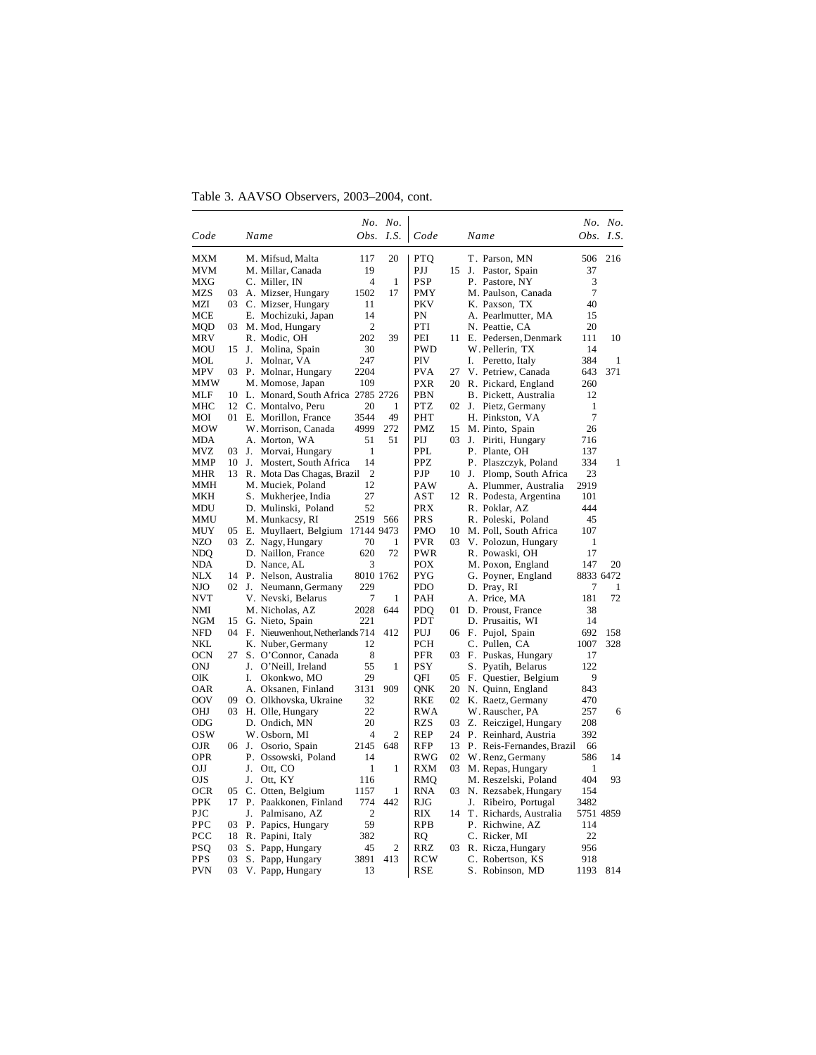Table 3. AAVSO Observers, 2003–2004, cont.

| Code | | Name | No. Obs. | No. I.S. | Code | | Name | No. Obs. | No. I.S. |
|---|---|---|---|---|---|---|---|---|---|
| MXM | | M. Mifsud, Malta | 117 | 20 | PTQ | | T. Parson, MN | 506 | 216 |
| MVM | | M. Millar, Canada | 19 | | PJJ | 15 | J. Pastor, Spain | 37 | |
| MXG | | C. Miller, IN | 4 | 1 | PSP | | P. Pastore, NY | 3 | |
| MZS | 03 | A. Mizser, Hungary | 1502 | 17 | PMY | | M. Paulson, Canada | 7 | |
| MZI | 03 | C. Mizser, Hungary | 11 | | PKV | | K. Paxson, TX | 40 | |
| MCE | | E. Mochizuki, Japan | 14 | | PN | | A. Pearlmutter, MA | 15 | |
| MQD | 03 | M. Mod, Hungary | 2 | | PTI | | N. Peattie, CA | 20 | |
| MRV | | R. Modic, OH | 202 | 39 | PEI | 11 | E. Pedersen, Denmark | 111 | 10 |
| MOU | 15 | J. Molina, Spain | 30 | | PWD | | W. Pellerin, TX | 14 | |
| MOL | | J. Molnar, VA | 247 | | PIV | | I. Peretto, Italy | 384 | 1 |
| MPV | 03 | P. Molnar, Hungary | 2204 | | PVA | 27 | V. Petriew, Canada | 643 | 371 |
| MMW | | M. Momose, Japan | 109 | | PXR | 20 | R. Pickard, England | 260 | |
| MLF | 10 | L. Monard, South Africa | 2785 | 2726 | PBN | | B. Pickett, Australia | 12 | |
| MHC | 12 | C. Montalvo, Peru | 20 | 1 | PTZ | 02 | J. Pietz, Germany | 1 | |
| MOI | 01 | E. Morillon, France | 3544 | 49 | PHT | | H. Pinkston, VA | 7 | |
| MOW | | W. Morrison, Canada | 4999 | 272 | PMZ | 15 | M. Pinto, Spain | 26 | |
| MDA | | A. Morton, WA | 51 | 51 | PIJ | 03 | J. Piriti, Hungary | 716 | |
| MVZ | 03 | J. Morvai, Hungary | 1 | | PPL | | P. Plante, OH | 137 | |
| MMP | 10 | J. Mostert, South Africa | 14 | | PPZ | | P. Plaszczyk, Poland | 334 | 1 |
| MHR | 13 | R. Mota Das Chagas, Brazil | 2 | | PJP | 10 | J. Plomp, South Africa | 23 | |
| MMH | | M. Muciek, Poland | 12 | | PAW | | A. Plummer, Australia | 2919 | |
| MKH | | S. Mukherjee, India | 27 | | AST | 12 | R. Podesta, Argentina | 101 | |
| MDU | | D. Mulinski, Poland | 52 | | PRX | | R. Poklar, AZ | 444 | |
| MMU | | M. Munkacsy, RI | 2519 | 566 | PRS | | R. Poleski, Poland | 45 | |
| MUY | 05 | E. Muyllaert, Belgium | 17144 | 9473 | PMO | 10 | M. Poll, South Africa | 107 | |
| NZO | 03 | Z. Nagy, Hungary | 70 | 1 | PVR | 03 | V. Polozun, Hungary | 1 | |
| NDQ | | D. Naillon, France | 620 | 72 | PWR | | R. Powaski, OH | 17 | |
| NDA | | D. Nance, AL | 3 | | POX | | M. Poxon, England | 147 | 20 |
| NLX | 14 | P. Nelson, Australia | 8010 | 1762 | PYG | | G. Poyner, England | 8833 | 6472 |
| NJO | 02 | J. Neumann, Germany | 229 | | PDO | | D. Pray, RI | 7 | 1 |
| NVT | | V. Nevski, Belarus | 7 | 1 | PAH | | A. Price, MA | 181 | 72 |
| NMI | | M. Nicholas, AZ | 2028 | 644 | PDQ | 01 | D. Proust, France | 38 | |
| NGM | 15 | G. Nieto, Spain | 221 | | PDT | | D. Prusaitis, WI | 14 | |
| NFD | 04 | F. Nieuwenhout, Netherlands | 714 | 412 | PUJ | 06 | F. Pujol, Spain | 692 | 158 |
| NKL | | K. Nuber, Germany | 12 | | PCH | | C. Pullen, CA | 1007 | 328 |
| OCN | 27 | S. O'Connor, Canada | 8 | | PFR | 03 | F. Puskas, Hungary | 17 | |
| ONJ | | J. O'Neill, Ireland | 55 | 1 | PSY | | S. Pyatih, Belarus | 122 | |
| OIK | | I. Okonkwo, MO | 29 | | QFI | 05 | F. Questier, Belgium | 9 | |
| OAR | | A. Oksanen, Finland | 3131 | 909 | QNK | 20 | N. Quinn, England | 843 | |
| OOV | 09 | O. Olkhovska, Ukraine | 32 | | RKE | 02 | K. Raetz, Germany | 470 | |
| OHJ | 03 | H. Olle, Hungary | 22 | | RWA | | W. Rauscher, PA | 257 | 6 |
| ODG | | D. Ondich, MN | 20 | | RZS | 03 | Z. Reiczigel, Hungary | 208 | |
| OSW | | W. Osborn, MI | 4 | 2 | REP | 24 | P. Reinhard, Austria | 392 | |
| OJR | 06 | J. Osorio, Spain | 2145 | 648 | RFP | 13 | P. Reis-Fernandes, Brazil | 66 | |
| OPR | | P. Ossowski, Poland | 14 | | RWG | 02 | W. Renz, Germany | 586 | 14 |
| OJJ | | J. Ott, CO | 1 | 1 | RXM | 03 | M. Repas, Hungary | 1 | |
| OJS | | J. Ott, KY | 116 | | RMQ | | M. Reszelski, Poland | 404 | 93 |
| OCR | 05 | C. Otten, Belgium | 1157 | 1 | RNA | 03 | N. Rezsabek, Hungary | 154 | |
| PPK | 17 | P. Paakkonen, Finland | 774 | 442 | RJG | | J. Ribeiro, Portugal | 3482 | |
| PJC | | J. Palmisano, AZ | 2 | | RIX | 14 | T. Richards, Australia | 5751 | 4859 |
| PPC | 03 | P. Papics, Hungary | 59 | | RPB | | P. Richwine, AZ | 114 | |
| PCC | 18 | R. Papini, Italy | 382 | | RQ | | C. Ricker, MI | 22 | |
| PSQ | 03 | S. Papp, Hungary | 45 | 2 | RRZ | 03 | R. Ricza, Hungary | 956 | |
| PPS | 03 | S. Papp, Hungary | 3891 | 413 | RCW | | C. Robertson, KS | 918 | |
| PVN | 03 | V. Papp, Hungary | 13 | | RSE | | S. Robinson, MD | 1193 | 814 |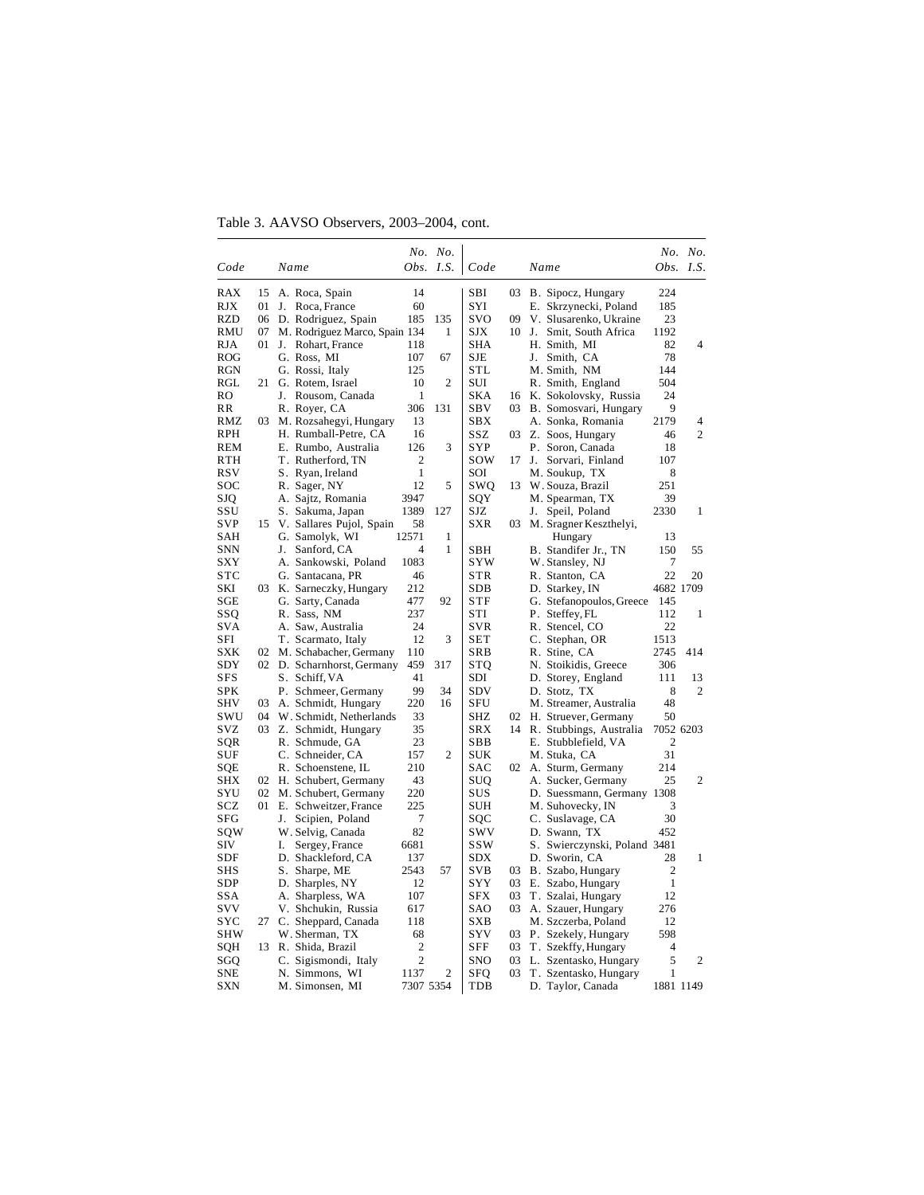Table 3. AAVSO Observers, 2003–2004, cont.

| Code | | Name | No. Obs. | No. I.S. | Code | | Name | No. Obs. | No. I.S. |
|---|---|---|---|---|---|---|---|---|---|
| RAX | 15 | A. Roca, Spain | 14 | | SBI | 03 | B. Sipocz, Hungary | 224 | |
| RJX | 01 | J. Roca, France | 60 | | SYI | | E. Skrzynecki, Poland | 185 | |
| RZD | 06 | D. Rodriguez, Spain | 185 | 135 | SVO | 09 | V. Slusarenko, Ukraine | 23 | |
| RMU | 07 | M. Rodriguez Marco, Spain | 134 | 1 | SJX | 10 | J. Smit, South Africa | 1192 | |
| RJA | 01 | J. Rohart, France | 118 | | SHA | | H. Smith, MI | 82 | 4 |
| ROG | | G. Ross, MI | 107 | 67 | SJE | | J. Smith, CA | 78 | |
| RGN | | G. Rossi, Italy | 125 | | STL | | M. Smith, NM | 144 | |
| RGL | 21 | G. Rotem, Israel | 10 | 2 | SUI | | R. Smith, England | 504 | |
| RO | | J. Rousom, Canada | 1 | | SKA | 16 | K. Sokolovsky, Russia | 24 | |
| RR | | R. Royer, CA | 306 | 131 | SBV | 03 | B. Somosvari, Hungary | 9 | |
| RMZ | 03 | M. Rozsahegyi, Hungary | 13 | | SBX | | A. Sonka, Romania | 2179 | 4 |
| RPH | | H. Rumball-Petre, CA | 16 | | SSZ | 03 | Z. Soos, Hungary | 46 | 2 |
| REM | | E. Rumbo, Australia | 126 | 3 | SYP | | P. Soron, Canada | 18 | |
| RTH | | T. Rutherford, TN | 2 | | SOW | 17 | J. Sorvari, Finland | 107 | |
| RSV | | S. Ryan, Ireland | 1 | | SOI | | M. Soukup, TX | 8 | |
| SOC | | R. Sager, NY | 12 | 5 | SWQ | 13 | W. Souza, Brazil | 251 | |
| SJQ | | A. Sajtz, Romania | 3947 | | SQY | | M. Spearman, TX | 39 | |
| SSU | | S. Sakuma, Japan | 1389 | 127 | SJZ | | J. Speil, Poland | 2330 | 1 |
| SVP | 15 | V. Sallares Pujol, Spain | 58 | | SXR | 03 | M. Sragner Keszthelyi, Hungary | 13 | |
| SAH | | G. Samolyk, WI | 12571 | 1 | | | | | |
| SNN | | J. Sanford, CA | 4 | 1 | SBH | | B. Standifer Jr., TN | 150 | 55 |
| SXY | | A. Sankowski, Poland | 1083 | | SYW | | W. Stansley, NJ | 7 | |
| STC | | G. Santacana, PR | 46 | | STR | | R. Stanton, CA | 22 | 20 |
| SKI | 03 | K. Sarneczky, Hungary | 212 | | SDB | | D. Starkey, IN | 4682 | 1709 |
| SGE | | G. Sarty, Canada | 477 | 92 | STF | | G. Stefanopoulos, Greece | 145 | |
| SSQ | | R. Sass, NM | 237 | | STI | | P. Steffey, FL | 112 | 1 |
| SVA | | A. Saw, Australia | 24 | | SVR | | R. Stencel, CO | 22 | |
| SFI | | T. Scarmato, Italy | 12 | 3 | SET | | C. Stephan, OR | 1513 | |
| SXK | 02 | M. Schabacher, Germany | 110 | | SRB | | R. Stine, CA | 2745 | 414 |
| SDY | 02 | D. Scharnhorst, Germany | 459 | 317 | STQ | | N. Stoikidis, Greece | 306 | |
| SFS | | S. Schiff, VA | 41 | | SDI | | D. Storey, England | 111 | 13 |
| SPK | | P. Schmeer, Germany | 99 | 34 | SDV | | D. Stotz, TX | 8 | 2 |
| SHV | 03 | A. Schmidt, Hungary | 220 | 16 | SFU | | M. Streamer, Australia | 48 | |
| SWU | 04 | W. Schmidt, Netherlands | 33 | | SHZ | 02 | H. Struever, Germany | 50 | |
| SVZ | 03 | Z. Schmidt, Hungary | 35 | | SRX | 14 | R. Stubbings, Australia | 7052 | 6203 |
| SQR | | R. Schmude, GA | 23 | | SBB | | E. Stubblefield, VA | 2 | |
| SUF | | C. Schneider, CA | 157 | 2 | SUK | | M. Stuka, CA | 31 | |
| SQE | | R. Schoenstene, IL | 210 | | SAC | 02 | A. Sturm, Germany | 214 | |
| SHX | 02 | H. Schubert, Germany | 43 | | SUQ | | A. Sucker, Germany | 25 | 2 |
| SYU | 02 | M. Schubert, Germany | 220 | | SUS | | D. Suessmann, Germany | 1308 | |
| SCZ | 01 | E. Schweitzer, France | 225 | | SUH | | M. Suhovecky, IN | 3 | |
| SFG | | J. Scipien, Poland | 7 | | SQC | | C. Suslavage, CA | 30 | |
| SQW | | W. Selvig, Canada | 82 | | SWV | | D. Swann, TX | 452 | |
| SIV | | I. Sergey, France | 6681 | | SSW | | S. Swierczynski, Poland | 3481 | |
| SDF | | D. Shackleford, CA | 137 | | SDX | | D. Sworin, CA | 28 | 1 |
| SHS | | S. Sharpe, ME | 2543 | 57 | SVB | 03 | B. Szabo, Hungary | 2 | |
| SDP | | D. Sharples, NY | 12 | | SYY | 03 | E. Szabo, Hungary | 1 | |
| SSA | | A. Sharpless, WA | 107 | | SFX | 03 | T. Szalai, Hungary | 12 | |
| SVV | | V. Shchukin, Russia | 617 | | SAO | 03 | A. Szauer, Hungary | 276 | |
| SYC | 27 | C. Sheppard, Canada | 118 | | SXB | | M. Szczerba, Poland | 12 | |
| SHW | | W. Sherman, TX | 68 | | SYV | 03 | P. Szekely, Hungary | 598 | |
| SQH | 13 | R. Shida, Brazil | 2 | | SFF | 03 | T. Szekffy, Hungary | 4 | |
| SGQ | | C. Sigismondi, Italy | 2 | | SNO | 03 | L. Szentasko, Hungary | 5 | 2 |
| SNE | | N. Simmons, WI | 1137 | 2 | SFQ | 03 | T. Szentasko, Hungary | 1 | |
| SXN | | M. Simonsen, MI | 7307 | 5354 | TDB | | D. Taylor, Canada | 1881 | 1149 |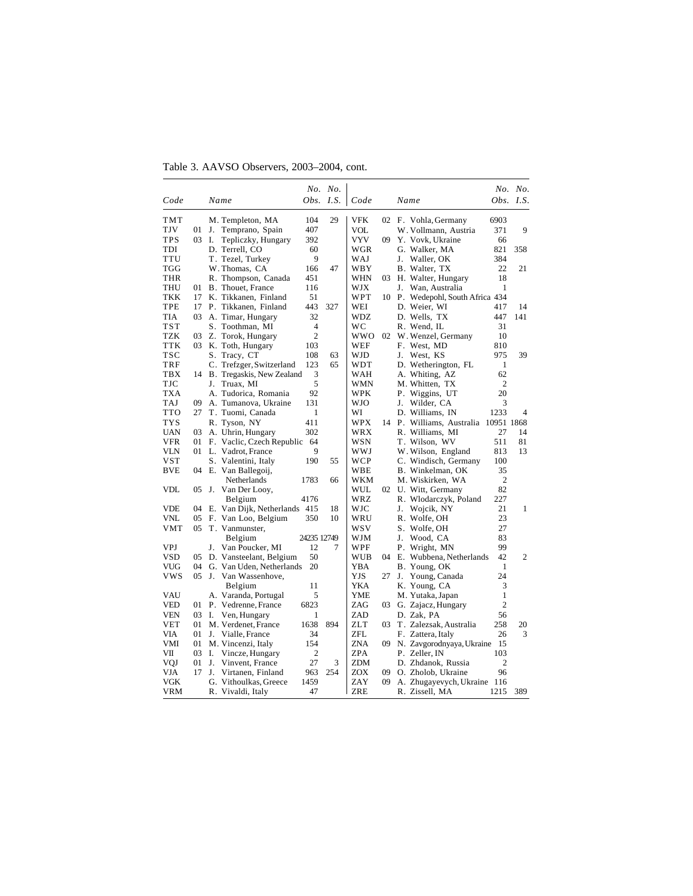Table 3. AAVSO Observers, 2003–2004, cont.

| Code | | Name | No. Obs. | No. I.S. | Code | | Name | No. Obs. | No. I.S. |
|---|---|---|---|---|---|---|---|---|---|
| TMT | | M. Templeton, MA | 104 | 29 | VFK | 02 | F. Vohla, Germany | 6903 | |
| TJV | 01 | J. Temprano, Spain | 407 | | VOL | | W. Vollmann, Austria | 371 | 9 |
| TPS | 03 | I. Tepliczky, Hungary | 392 | | VYV | 09 | Y. Vovk, Ukraine | 66 | |
| TDI | | D. Terrell, CO | 60 | | WGR | | G. Walker, MA | 821 | 358 |
| TTU | | T. Tezel, Turkey | 9 | | WAJ | | J. Waller, OK | 384 | |
| TGG | | W. Thomas, CA | 166 | 47 | WBY | | B. Walter, TX | 22 | 21 |
| THR | | R. Thompson, Canada | 451 | | WHN | 03 | H. Walter, Hungary | 18 | |
| THU | 01 | B. Thouet, France | 116 | | WJX | | J. Wan, Australia | 1 | |
| TKK | 17 | K. Tikkanen, Finland | 51 | | WPT | 10 | P. Wedepohl, South Africa | 434 | |
| TPE | 17 | P. Tikkanen, Finland | 443 | 327 | WEI | | D. Weier, WI | 417 | 14 |
| TIA | 03 | A. Timar, Hungary | 32 | | WDZ | | D. Wells, TX | 447 | 141 |
| TST | | S. Toothman, MI | 4 | | WC | | R. Wend, IL | 31 | |
| TZK | 03 | Z. Torok, Hungary | 2 | | WWO | 02 | W. Wenzel, Germany | 10 | |
| TTK | 03 | K. Toth, Hungary | 103 | | WEF | | F. West, MD | 810 | |
| TSC | | S. Tracy, CT | 108 | 63 | WJD | | J. West, KS | 975 | 39 |
| TRF | | C. Trefzger, Switzerland | 123 | 65 | WDT | | D. Wetherington, FL | 1 | |
| TBX | 14 | B. Tregaskis, New Zealand | 3 | | WAH | | A. Whiting, AZ | 62 | |
| TJC | | J. Truax, MI | 5 | | WMN | | M. Whitten, TX | 2 | |
| TXA | | A. Tudorica, Romania | 92 | | WPK | | P. Wiggins, UT | 20 | |
| TAJ | 09 | A. Tumanova, Ukraine | 131 | | WJO | | J. Wilder, CA | 3 | |
| TTO | 27 | T. Tuomi, Canada | 1 | | WI | | D. Williams, IN | 1233 | 4 |
| TYS | | R. Tyson, NY | 411 | | WPX | 14 | P. Williams, Australia | 10951 | 1868 |
| UAN | 03 | A. Uhrin, Hungary | 302 | | WRX | | R. Williams, MI | 27 | 14 |
| VFR | 01 | F. Vaclic, Czech Republic | 64 | | WSN | | T. Wilson, WV | 511 | 81 |
| VLN | 01 | L. Vadrot, France | 9 | | WWJ | | W. Wilson, England | 813 | 13 |
| VST | | S. Valentini, Italy | 190 | 55 | WCP | | C. Windisch, Germany | 100 | |
| BVE | 04 | E. Van Ballegoij, Netherlands | 1783 | 66 | WBE | | B. Winkelman, OK | 35 | |
| VDL | 05 | J. Van Der Looy, Belgium | 4176 | | WKM | | M. Wiskirken, WA | 2 | |
| | | | | | WUL | 02 | U. Witt, Germany | 82 | |
| | | | | | WRZ | | R. Wlodarczyk, Poland | 227 | |
| VDE | 04 | E. Van Dijk, Netherlands | 415 | 18 | WJC | | J. Wojcik, NY | 21 | 1 |
| VNL | 05 | F. Van Loo, Belgium | 350 | 10 | WRU | | R. Wolfe, OH | 23 | |
| VMT | 05 | T. Vanmunster, Belgium | 24235 | 12749 | WSV | | S. Wolfe, OH | 27 | |
| | | | | | WJM | | J. Wood, CA | 83 | |
| VPJ | | J. Van Poucker, MI | 12 | 7 | WPF | | P. Wright, MN | 99 | |
| VSD | 05 | D. Vansteelant, Belgium | 50 | | WUB | 04 | E. Wubbena, Netherlands | 42 | 2 |
| VUG | 04 | G. Van Uden, Netherlands | 20 | | YBA | | B. Young, OK | 1 | |
| VWS | 05 | J. Van Wassenhove, Belgium | 11 | | YJS | 27 | J. Young, Canada | 24 | |
| | | | | | YKA | | K. Young, CA | 3 | |
| VAU | | A. Varanda, Portugal | 5 | | YME | | M. Yutaka, Japan | 1 | |
| VED | 01 | P. Vedrenne, France | 6823 | | ZAG | 03 | G. Zajacz, Hungary | 2 | |
| VEN | 03 | I. Ven, Hungary | 1 | | ZAD | | D. Zak, PA | 56 | |
| VET | 01 | M. Verdenet, France | 1638 | 894 | ZLT | 03 | T. Zalezsak, Australia | 258 | 20 |
| VIA | 01 | J. Vialle, France | 34 | | ZFL | | F. Zattera, Italy | 26 | 3 |
| VMI | 01 | M. Vincenzi, Italy | 154 | | ZNA | 09 | N. Zavgorodnyaya, Ukraine | 15 | |
| VII | 03 | I. Vincze, Hungary | 2 | | ZPA | | P. Zeller, IN | 103 | |
| VQJ | 01 | J. Vinvent, France | 27 | 3 | ZDM | | D. Zhdanok, Russia | 2 | |
| VJA | 17 | J. Virtanen, Finland | 963 | 254 | ZOX | 09 | O. Zholob, Ukraine | 96 | |
| VGK | | G. Vithoulkas, Greece | 1459 | | ZAY | 09 | A. Zhugayevych, Ukraine | 116 | |
| VRM | | R. Vivaldi, Italy | 47 | | ZRE | | R. Zissell, MA | 1215 | 389 |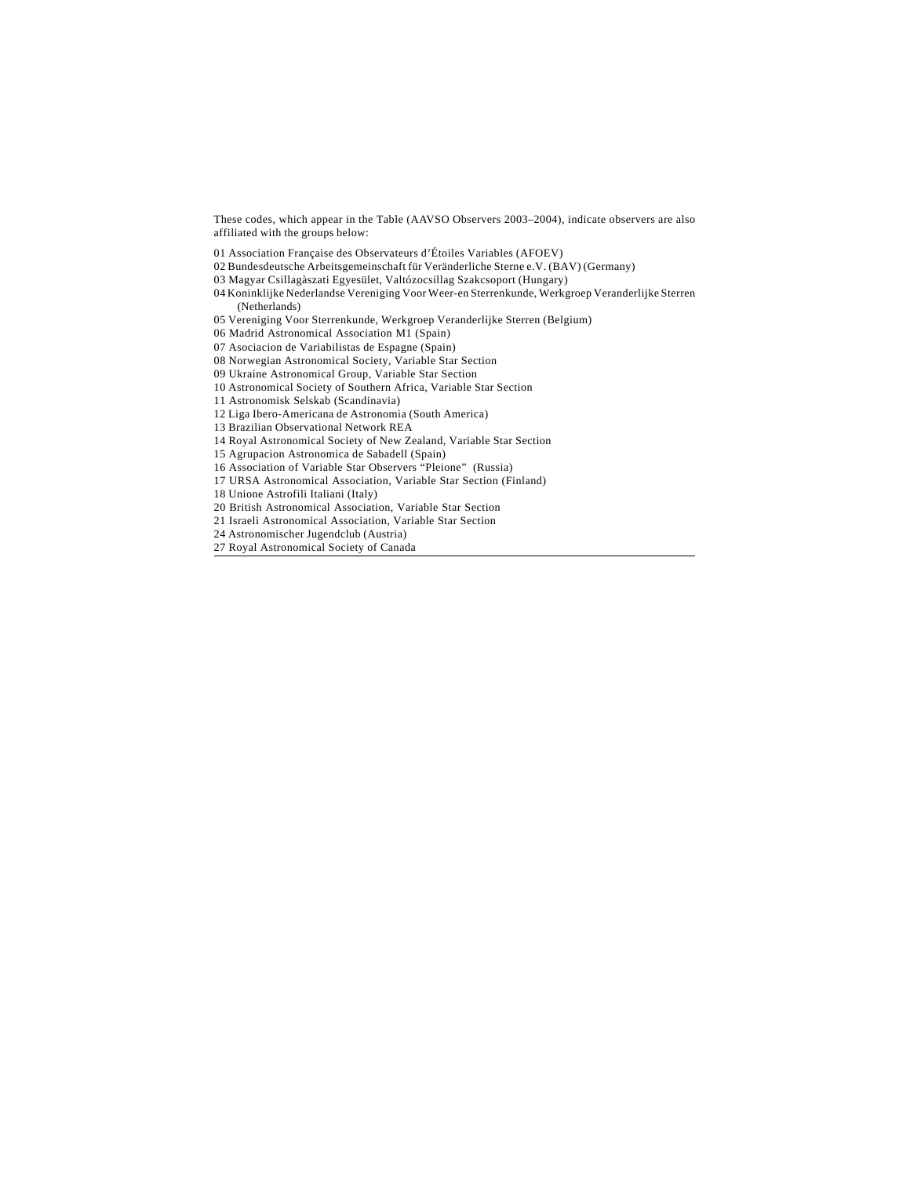These codes, which appear in the Table (AAVSO Observers 2003–2004), indicate observers are also affiliated with the groups below:

01 Association Française des Observateurs d'Étoiles Variables (AFOEV)
02 Bundesdeutsche Arbeitsgemeinschaft für Veränderliche Sterne e.V. (BAV) (Germany)
03 Magyar Csillagàszati Egyesület, Valtózocsillag Szakcsoport (Hungary)
04 Koninklijke Nederlandse Vereniging Voor Weer-en Sterrenkunde, Werkgroep Veranderlijke Sterren (Netherlands)
05 Vereniging Voor Sterrenkunde, Werkgroep Veranderlijke Sterren (Belgium)
06 Madrid Astronomical Association M1 (Spain)
07 Asociacion de Variabilistas de Espagne (Spain)
08 Norwegian Astronomical Society, Variable Star Section
09 Ukraine Astronomical Group, Variable Star Section
10 Astronomical Society of Southern Africa, Variable Star Section
11 Astronomisk Selskab (Scandinavia)
12 Liga Ibero-Americana de Astronomia (South America)
13 Brazilian Observational Network REA
14 Royal Astronomical Society of New Zealand, Variable Star Section
15 Agrupacion Astronomica de Sabadell (Spain)
16 Association of Variable Star Observers "Pleione" (Russia)
17 URSA Astronomical Association, Variable Star Section (Finland)
18 Unione Astrofili Italiani (Italy)
20 British Astronomical Association, Variable Star Section
21 Israeli Astronomical Association, Variable Star Section
24 Astronomischer Jugendclub (Austria)
27 Royal Astronomical Society of Canada